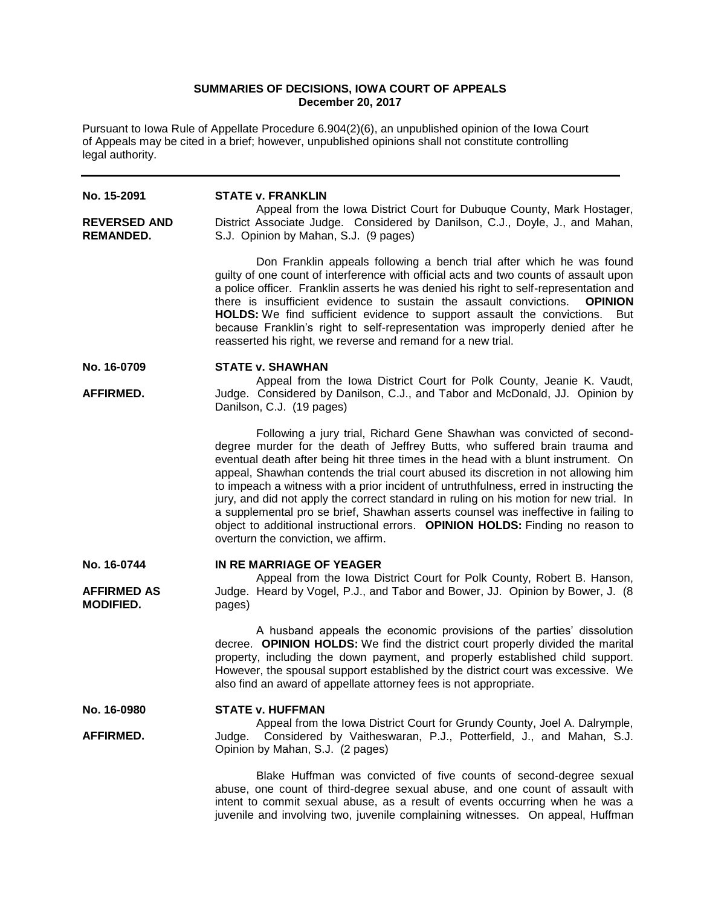**SUMMARIES OF DECISIONS, IOWA COURT OF APPEALS**
**December 20, 2017**

Pursuant to Iowa Rule of Appellate Procedure 6.904(2)(6), an unpublished opinion of the Iowa Court of Appeals may be cited in a brief; however, unpublished opinions shall not constitute controlling legal authority.

---

**No. 15-2091**

**REVERSED AND REMANDED.**

**STATE v. FRANKLIN**

Appeal from the Iowa District Court for Dubuque County, Mark Hostager, District Associate Judge. Considered by Danilson, C.J., Doyle, J., and Mahan, S.J. Opinion by Mahan, S.J. (9 pages)

Don Franklin appeals following a bench trial after which he was found guilty of one count of interference with official acts and two counts of assault upon a police officer. Franklin asserts he was denied his right to self-representation and there is insufficient evidence to sustain the assault convictions. **OPINION HOLDS:** We find sufficient evidence to support assault the convictions. But because Franklin's right to self-representation was improperly denied after he reasserted his right, we reverse and remand for a new trial.

**No. 16-0709**

**AFFIRMED.**

**STATE v. SHAWHAN**

Appeal from the Iowa District Court for Polk County, Jeanie K. Vaudt, Judge. Considered by Danilson, C.J., and Tabor and McDonald, JJ. Opinion by Danilson, C.J. (19 pages)

Following a jury trial, Richard Gene Shawhan was convicted of second-degree murder for the death of Jeffrey Butts, who suffered brain trauma and eventual death after being hit three times in the head with a blunt instrument. On appeal, Shawhan contends the trial court abused its discretion in not allowing him to impeach a witness with a prior incident of untruthfulness, erred in instructing the jury, and did not apply the correct standard in ruling on his motion for new trial. In a supplemental pro se brief, Shawhan asserts counsel was ineffective in failing to object to additional instructional errors. **OPINION HOLDS:** Finding no reason to overturn the conviction, we affirm.

**No. 16-0744**

**AFFIRMED AS MODIFIED.**

**IN RE MARRIAGE OF YEAGER**

Appeal from the Iowa District Court for Polk County, Robert B. Hanson, Judge. Heard by Vogel, P.J., and Tabor and Bower, JJ. Opinion by Bower, J. (8 pages)

A husband appeals the economic provisions of the parties' dissolution decree. **OPINION HOLDS:** We find the district court properly divided the marital property, including the down payment, and properly established child support. However, the spousal support established by the district court was excessive. We also find an award of appellate attorney fees is not appropriate.

**No. 16-0980**

**AFFIRMED.**

**STATE v. HUFFMAN**

Appeal from the Iowa District Court for Grundy County, Joel A. Dalrymple, Judge. Considered by Vaitheswaran, P.J., Potterfield, J., and Mahan, S.J. Opinion by Mahan, S.J. (2 pages)

Blake Huffman was convicted of five counts of second-degree sexual abuse, one count of third-degree sexual abuse, and one count of assault with intent to commit sexual abuse, as a result of events occurring when he was a juvenile and involving two, juvenile complaining witnesses. On appeal, Huffman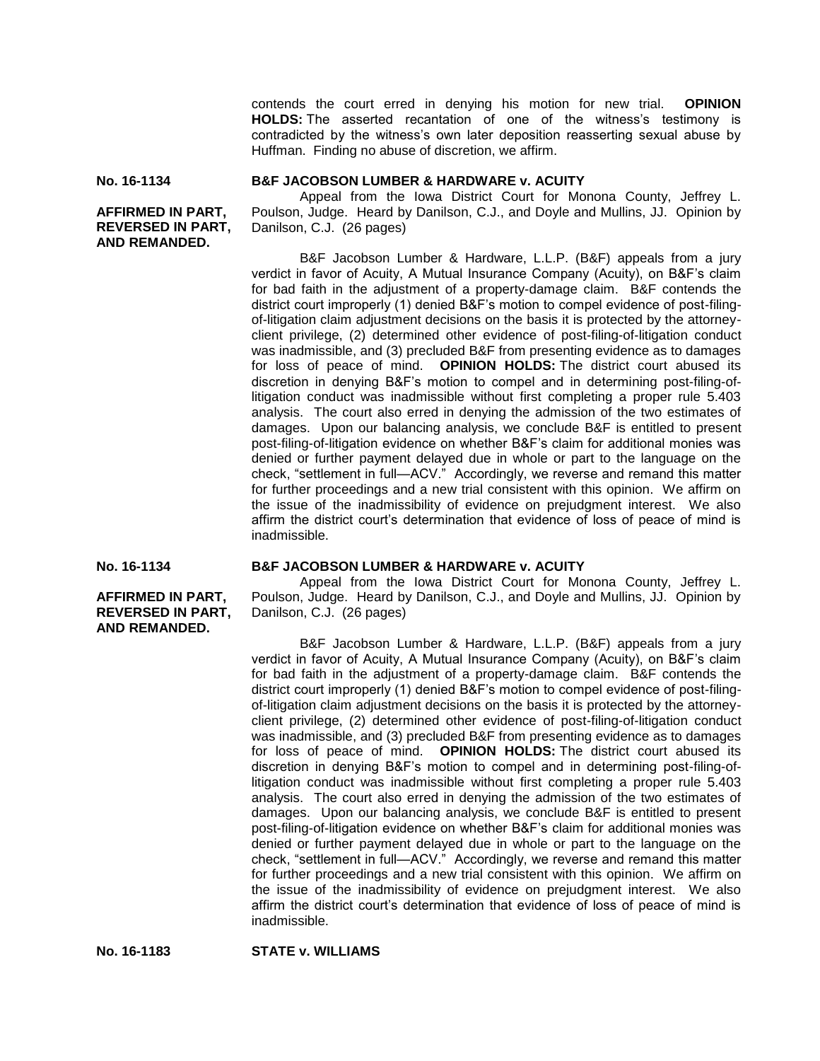contends the court erred in denying his motion for new trial. **OPINION HOLDS:** The asserted recantation of one of the witness's testimony is contradicted by the witness's own later deposition reasserting sexual abuse by Huffman. Finding no abuse of discretion, we affirm.

**No. 16-1134** **B&F JACOBSON LUMBER & HARDWARE v. ACUITY**

**AFFIRMED IN PART, REVERSED IN PART, AND REMANDED.**

Appeal from the Iowa District Court for Monona County, Jeffrey L. Poulson, Judge. Heard by Danilson, C.J., and Doyle and Mullins, JJ. Opinion by Danilson, C.J. (26 pages)

B&F Jacobson Lumber & Hardware, L.L.P. (B&F) appeals from a jury verdict in favor of Acuity, A Mutual Insurance Company (Acuity), on B&F's claim for bad faith in the adjustment of a property-damage claim. B&F contends the district court improperly (1) denied B&F's motion to compel evidence of post-filing-of-litigation claim adjustment decisions on the basis it is protected by the attorney-client privilege, (2) determined other evidence of post-filing-of-litigation conduct was inadmissible, and (3) precluded B&F from presenting evidence as to damages for loss of peace of mind. **OPINION HOLDS:** The district court abused its discretion in denying B&F's motion to compel and in determining post-filing-of-litigation conduct was inadmissible without first completing a proper rule 5.403 analysis. The court also erred in denying the admission of the two estimates of damages. Upon our balancing analysis, we conclude B&F is entitled to present post-filing-of-litigation evidence on whether B&F's claim for additional monies was denied or further payment delayed due in whole or part to the language on the check, "settlement in full—ACV." Accordingly, we reverse and remand this matter for further proceedings and a new trial consistent with this opinion. We affirm on the issue of the inadmissibility of evidence on prejudgment interest. We also affirm the district court's determination that evidence of loss of peace of mind is inadmissible.

**No. 16-1134** **B&F JACOBSON LUMBER & HARDWARE v. ACUITY**

**AFFIRMED IN PART, REVERSED IN PART, AND REMANDED.**

Appeal from the Iowa District Court for Monona County, Jeffrey L. Poulson, Judge. Heard by Danilson, C.J., and Doyle and Mullins, JJ. Opinion by Danilson, C.J. (26 pages)

B&F Jacobson Lumber & Hardware, L.L.P. (B&F) appeals from a jury verdict in favor of Acuity, A Mutual Insurance Company (Acuity), on B&F's claim for bad faith in the adjustment of a property-damage claim. B&F contends the district court improperly (1) denied B&F's motion to compel evidence of post-filing-of-litigation claim adjustment decisions on the basis it is protected by the attorney-client privilege, (2) determined other evidence of post-filing-of-litigation conduct was inadmissible, and (3) precluded B&F from presenting evidence as to damages for loss of peace of mind. **OPINION HOLDS:** The district court abused its discretion in denying B&F's motion to compel and in determining post-filing-of-litigation conduct was inadmissible without first completing a proper rule 5.403 analysis. The court also erred in denying the admission of the two estimates of damages. Upon our balancing analysis, we conclude B&F is entitled to present post-filing-of-litigation evidence on whether B&F's claim for additional monies was denied or further payment delayed due in whole or part to the language on the check, "settlement in full—ACV." Accordingly, we reverse and remand this matter for further proceedings and a new trial consistent with this opinion. We affirm on the issue of the inadmissibility of evidence on prejudgment interest. We also affirm the district court's determination that evidence of loss of peace of mind is inadmissible.

**No. 16-1183** **STATE v. WILLIAMS**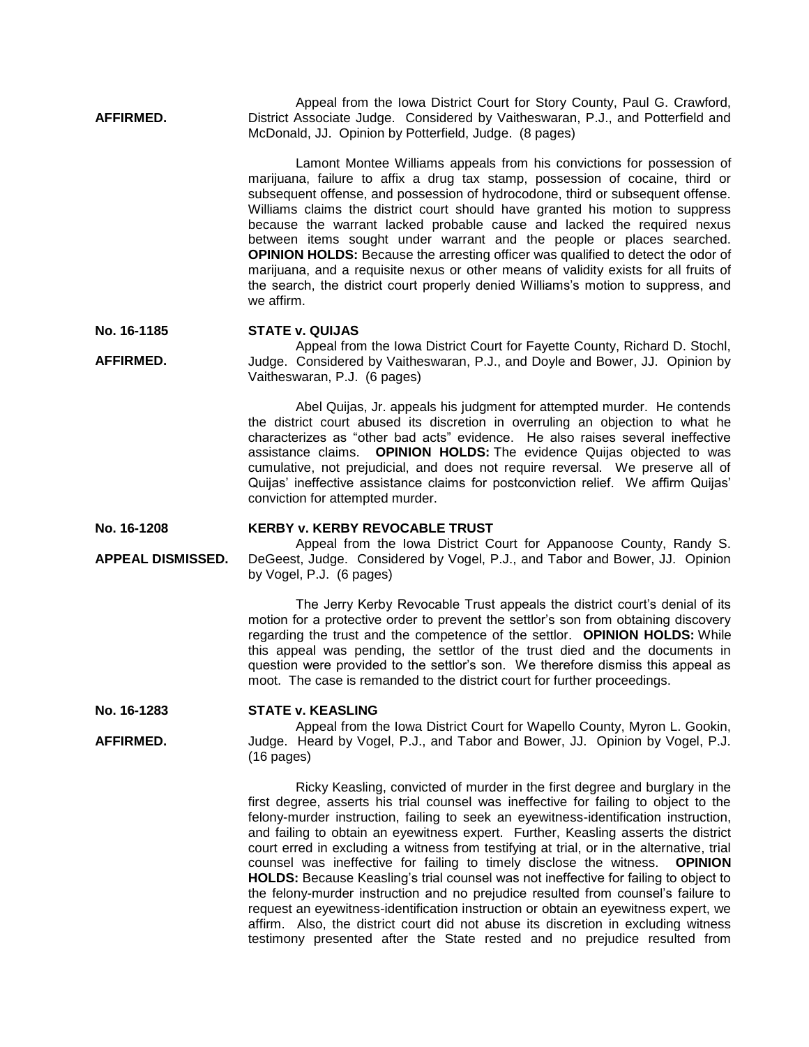**AFFIRMED.**

Appeal from the Iowa District Court for Story County, Paul G. Crawford, District Associate Judge. Considered by Vaitheswaran, P.J., and Potterfield and McDonald, JJ. Opinion by Potterfield, Judge. (8 pages)

Lamont Montee Williams appeals from his convictions for possession of marijuana, failure to affix a drug tax stamp, possession of cocaine, third or subsequent offense, and possession of hydrocodone, third or subsequent offense. Williams claims the district court should have granted his motion to suppress because the warrant lacked probable cause and lacked the required nexus between items sought under warrant and the people or places searched. **OPINION HOLDS:** Because the arresting officer was qualified to detect the odor of marijuana, and a requisite nexus or other means of validity exists for all fruits of the search, the district court properly denied Williams's motion to suppress, and we affirm.

**No. 16-1185** **STATE v. QUIJAS**

**AFFIRMED.**

Appeal from the Iowa District Court for Fayette County, Richard D. Stochl, Judge. Considered by Vaitheswaran, P.J., and Doyle and Bower, JJ. Opinion by Vaitheswaran, P.J. (6 pages)

Abel Quijas, Jr. appeals his judgment for attempted murder. He contends the district court abused its discretion in overruling an objection to what he characterizes as "other bad acts" evidence. He also raises several ineffective assistance claims. **OPINION HOLDS:** The evidence Quijas objected to was cumulative, not prejudicial, and does not require reversal. We preserve all of Quijas' ineffective assistance claims for postconviction relief. We affirm Quijas' conviction for attempted murder.

**No. 16-1208** **KERBY v. KERBY REVOCABLE TRUST**

**APPEAL DISMISSED.**

Appeal from the Iowa District Court for Appanoose County, Randy S. DeGeest, Judge. Considered by Vogel, P.J., and Tabor and Bower, JJ. Opinion by Vogel, P.J. (6 pages)

The Jerry Kerby Revocable Trust appeals the district court's denial of its motion for a protective order to prevent the settlor's son from obtaining discovery regarding the trust and the competence of the settlor. **OPINION HOLDS:** While this appeal was pending, the settlor of the trust died and the documents in question were provided to the settlor's son. We therefore dismiss this appeal as moot. The case is remanded to the district court for further proceedings.

**No. 16-1283** **STATE v. KEASLING**

**AFFIRMED.**

Appeal from the Iowa District Court for Wapello County, Myron L. Gookin, Judge. Heard by Vogel, P.J., and Tabor and Bower, JJ. Opinion by Vogel, P.J. (16 pages)

Ricky Keasling, convicted of murder in the first degree and burglary in the first degree, asserts his trial counsel was ineffective for failing to object to the felony-murder instruction, failing to seek an eyewitness-identification instruction, and failing to obtain an eyewitness expert. Further, Keasling asserts the district court erred in excluding a witness from testifying at trial, or in the alternative, trial counsel was ineffective for failing to timely disclose the witness. **OPINION HOLDS:** Because Keasling's trial counsel was not ineffective for failing to object to the felony-murder instruction and no prejudice resulted from counsel's failure to request an eyewitness-identification instruction or obtain an eyewitness expert, we affirm. Also, the district court did not abuse its discretion in excluding witness testimony presented after the State rested and no prejudice resulted from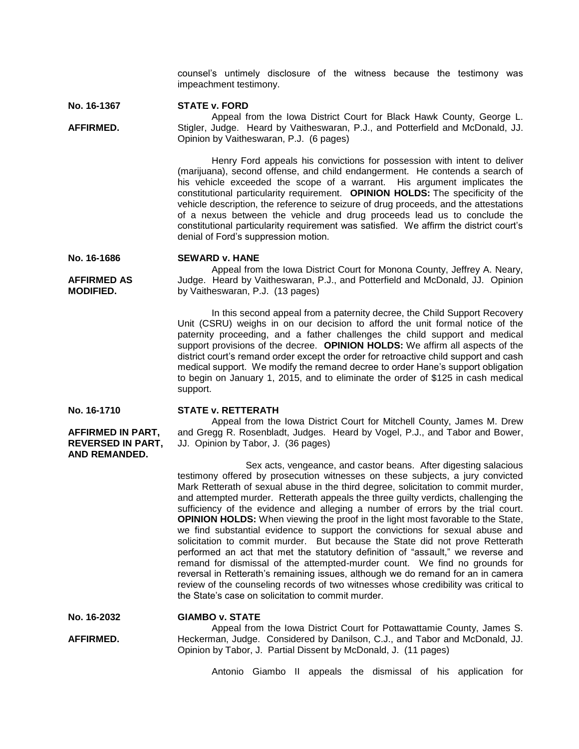counsel's untimely disclosure of the witness because the testimony was impeachment testimony.

**No. 16-1367** **STATE v. FORD**

**AFFIRMED.**

Appeal from the Iowa District Court for Black Hawk County, George L. Stigler, Judge. Heard by Vaitheswaran, P.J., and Potterfield and McDonald, JJ. Opinion by Vaitheswaran, P.J. (6 pages)

Henry Ford appeals his convictions for possession with intent to deliver (marijuana), second offense, and child endangerment. He contends a search of his vehicle exceeded the scope of a warrant. His argument implicates the constitutional particularity requirement. **OPINION HOLDS:** The specificity of the vehicle description, the reference to seizure of drug proceeds, and the attestations of a nexus between the vehicle and drug proceeds lead us to conclude the constitutional particularity requirement was satisfied. We affirm the district court's denial of Ford's suppression motion.

**No. 16-1686** **SEWARD v. HANE**

**AFFIRMED AS MODIFIED.**

Appeal from the Iowa District Court for Monona County, Jeffrey A. Neary, Judge. Heard by Vaitheswaran, P.J., and Potterfield and McDonald, JJ. Opinion by Vaitheswaran, P.J. (13 pages)

In this second appeal from a paternity decree, the Child Support Recovery Unit (CSRU) weighs in on our decision to afford the unit formal notice of the paternity proceeding, and a father challenges the child support and medical support provisions of the decree. **OPINION HOLDS:** We affirm all aspects of the district court's remand order except the order for retroactive child support and cash medical support. We modify the remand decree to order Hane's support obligation to begin on January 1, 2015, and to eliminate the order of $125 in cash medical support.

**No. 16-1710** **STATE v. RETTERATH**

**AFFIRMED IN PART, REVERSED IN PART, AND REMANDED.**

Appeal from the Iowa District Court for Mitchell County, James M. Drew and Gregg R. Rosenbladt, Judges. Heard by Vogel, P.J., and Tabor and Bower, JJ. Opinion by Tabor, J. (36 pages)

Sex acts, vengeance, and castor beans. After digesting salacious testimony offered by prosecution witnesses on these subjects, a jury convicted Mark Retterath of sexual abuse in the third degree, solicitation to commit murder, and attempted murder. Retterath appeals the three guilty verdicts, challenging the sufficiency of the evidence and alleging a number of errors by the trial court. **OPINION HOLDS:** When viewing the proof in the light most favorable to the State, we find substantial evidence to support the convictions for sexual abuse and solicitation to commit murder. But because the State did not prove Retterath performed an act that met the statutory definition of "assault," we reverse and remand for dismissal of the attempted-murder count. We find no grounds for reversal in Retterath's remaining issues, although we do remand for an in camera review of the counseling records of two witnesses whose credibility was critical to the State's case on solicitation to commit murder.

**No. 16-2032** **GIAMBO v. STATE**

**AFFIRMED.**

Appeal from the Iowa District Court for Pottawattamie County, James S. Heckerman, Judge. Considered by Danilson, C.J., and Tabor and McDonald, JJ. Opinion by Tabor, J. Partial Dissent by McDonald, J. (11 pages)

Antonio Giambo II appeals the dismissal of his application for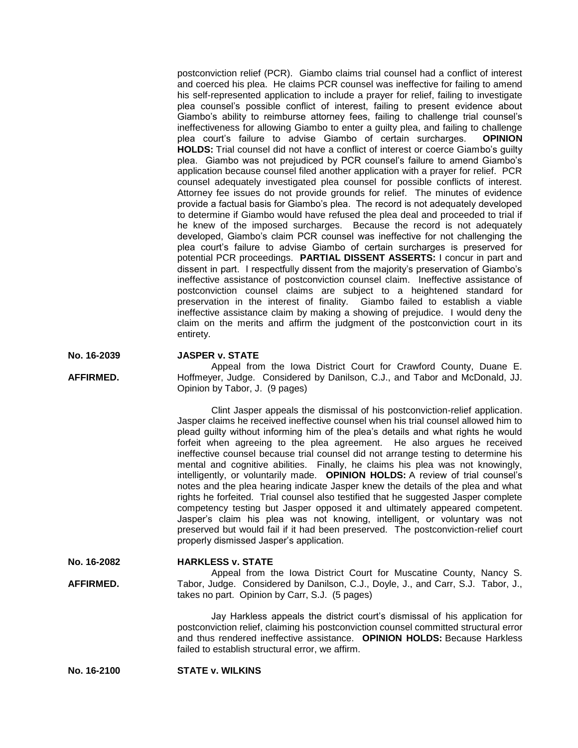postconviction relief (PCR). Giambo claims trial counsel had a conflict of interest and coerced his plea. He claims PCR counsel was ineffective for failing to amend his self-represented application to include a prayer for relief, failing to investigate plea counsel's possible conflict of interest, failing to present evidence about Giambo's ability to reimburse attorney fees, failing to challenge trial counsel's ineffectiveness for allowing Giambo to enter a guilty plea, and failing to challenge plea court's failure to advise Giambo of certain surcharges. **OPINION HOLDS:** Trial counsel did not have a conflict of interest or coerce Giambo's guilty plea. Giambo was not prejudiced by PCR counsel's failure to amend Giambo's application because counsel filed another application with a prayer for relief. PCR counsel adequately investigated plea counsel for possible conflicts of interest. Attorney fee issues do not provide grounds for relief. The minutes of evidence provide a factual basis for Giambo's plea. The record is not adequately developed to determine if Giambo would have refused the plea deal and proceeded to trial if he knew of the imposed surcharges. Because the record is not adequately developed, Giambo's claim PCR counsel was ineffective for not challenging the plea court's failure to advise Giambo of certain surcharges is preserved for potential PCR proceedings. **PARTIAL DISSENT ASSERTS:** I concur in part and dissent in part. I respectfully dissent from the majority's preservation of Giambo's ineffective assistance of postconviction counsel claim. Ineffective assistance of postconviction counsel claims are subject to a heightened standard for preservation in the interest of finality. Giambo failed to establish a viable ineffective assistance claim by making a showing of prejudice. I would deny the claim on the merits and affirm the judgment of the postconviction court in its entirety.

**No. 16-2039** **JASPER v. STATE**

**AFFIRMED.**

Appeal from the Iowa District Court for Crawford County, Duane E. Hoffmeyer, Judge. Considered by Danilson, C.J., and Tabor and McDonald, JJ. Opinion by Tabor, J. (9 pages)

Clint Jasper appeals the dismissal of his postconviction-relief application. Jasper claims he received ineffective counsel when his trial counsel allowed him to plead guilty without informing him of the plea's details and what rights he would forfeit when agreeing to the plea agreement. He also argues he received ineffective counsel because trial counsel did not arrange testing to determine his mental and cognitive abilities. Finally, he claims his plea was not knowingly, intelligently, or voluntarily made. **OPINION HOLDS:** A review of trial counsel's notes and the plea hearing indicate Jasper knew the details of the plea and what rights he forfeited. Trial counsel also testified that he suggested Jasper complete competency testing but Jasper opposed it and ultimately appeared competent. Jasper's claim his plea was not knowing, intelligent, or voluntary was not preserved but would fail if it had been preserved. The postconviction-relief court properly dismissed Jasper's application.

**No. 16-2082** **HARKLESS v. STATE**

**AFFIRMED.**

Appeal from the Iowa District Court for Muscatine County, Nancy S. Tabor, Judge. Considered by Danilson, C.J., Doyle, J., and Carr, S.J. Tabor, J., takes no part. Opinion by Carr, S.J. (5 pages)

Jay Harkless appeals the district court's dismissal of his application for postconviction relief, claiming his postconviction counsel committed structural error and thus rendered ineffective assistance. **OPINION HOLDS:** Because Harkless failed to establish structural error, we affirm.

**No. 16-2100** **STATE v. WILKINS**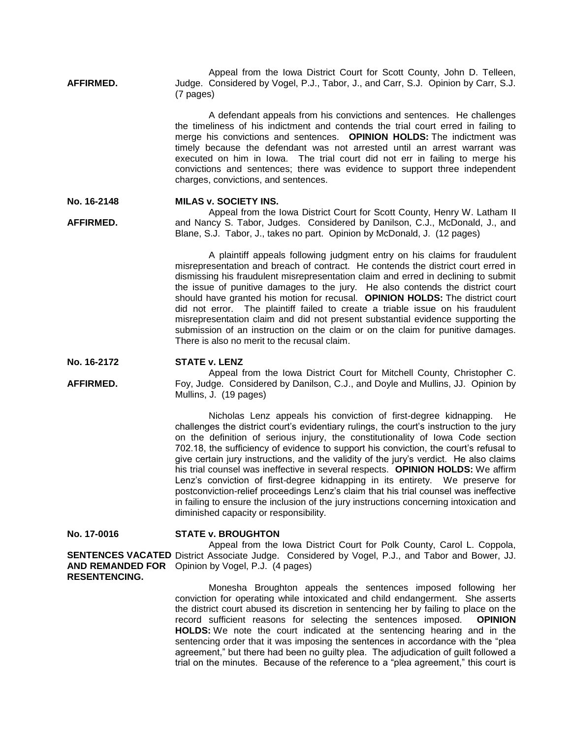**AFFIRMED.**

Appeal from the Iowa District Court for Scott County, John D. Telleen, Judge. Considered by Vogel, P.J., Tabor, J., and Carr, S.J. Opinion by Carr, S.J. (7 pages)

A defendant appeals from his convictions and sentences. He challenges the timeliness of his indictment and contends the trial court erred in failing to merge his convictions and sentences. **OPINION HOLDS:** The indictment was timely because the defendant was not arrested until an arrest warrant was executed on him in Iowa. The trial court did not err in failing to merge his convictions and sentences; there was evidence to support three independent charges, convictions, and sentences.

**No. 16-2148** **MILAS v. SOCIETY INS.**

**AFFIRMED.**

Appeal from the Iowa District Court for Scott County, Henry W. Latham II and Nancy S. Tabor, Judges. Considered by Danilson, C.J., McDonald, J., and Blane, S.J. Tabor, J., takes no part. Opinion by McDonald, J. (12 pages)

A plaintiff appeals following judgment entry on his claims for fraudulent misrepresentation and breach of contract. He contends the district court erred in dismissing his fraudulent misrepresentation claim and erred in declining to submit the issue of punitive damages to the jury. He also contends the district court should have granted his motion for recusal. **OPINION HOLDS:** The district court did not error. The plaintiff failed to create a triable issue on his fraudulent misrepresentation claim and did not present substantial evidence supporting the submission of an instruction on the claim or on the claim for punitive damages. There is also no merit to the recusal claim.

**No. 16-2172** **STATE v. LENZ**

**AFFIRMED.**

Appeal from the Iowa District Court for Mitchell County, Christopher C. Foy, Judge. Considered by Danilson, C.J., and Doyle and Mullins, JJ. Opinion by Mullins, J. (19 pages)

Nicholas Lenz appeals his conviction of first-degree kidnapping. He challenges the district court's evidentiary rulings, the court's instruction to the jury on the definition of serious injury, the constitutionality of Iowa Code section 702.18, the sufficiency of evidence to support his conviction, the court's refusal to give certain jury instructions, and the validity of the jury's verdict. He also claims his trial counsel was ineffective in several respects. **OPINION HOLDS:** We affirm Lenz's conviction of first-degree kidnapping in its entirety. We preserve for postconviction-relief proceedings Lenz's claim that his trial counsel was ineffective in failing to ensure the inclusion of the jury instructions concerning intoxication and diminished capacity or responsibility.

**No. 17-0016** **STATE v. BROUGHTON**

**SENTENCES VACATED AND REMANDED FOR RESENTENCING.**

Appeal from the Iowa District Court for Polk County, Carol L. Coppola, District Associate Judge. Considered by Vogel, P.J., and Tabor and Bower, JJ. Opinion by Vogel, P.J. (4 pages)

Monesha Broughton appeals the sentences imposed following her conviction for operating while intoxicated and child endangerment. She asserts the district court abused its discretion in sentencing her by failing to place on the record sufficient reasons for selecting the sentences imposed. **OPINION HOLDS:** We note the court indicated at the sentencing hearing and in the sentencing order that it was imposing the sentences in accordance with the "plea agreement," but there had been no guilty plea. The adjudication of guilt followed a trial on the minutes. Because of the reference to a "plea agreement," this court is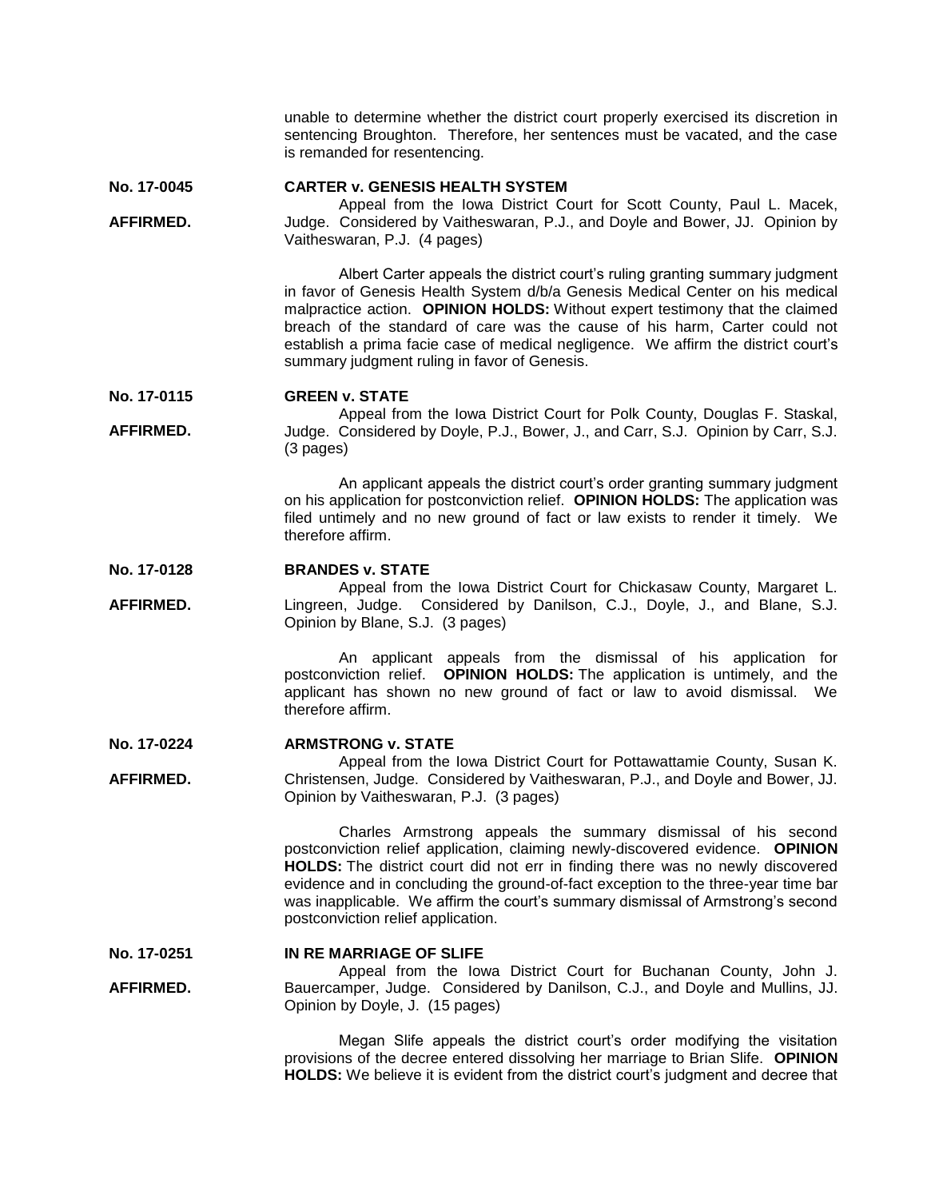unable to determine whether the district court properly exercised its discretion in sentencing Broughton. Therefore, her sentences must be vacated, and the case is remanded for resentencing.

**No. 17-0045** **CARTER v. GENESIS HEALTH SYSTEM**

**AFFIRMED.**

Appeal from the Iowa District Court for Scott County, Paul L. Macek, Judge. Considered by Vaitheswaran, P.J., and Doyle and Bower, JJ. Opinion by Vaitheswaran, P.J. (4 pages)

Albert Carter appeals the district court's ruling granting summary judgment in favor of Genesis Health System d/b/a Genesis Medical Center on his medical malpractice action. **OPINION HOLDS:** Without expert testimony that the claimed breach of the standard of care was the cause of his harm, Carter could not establish a prima facie case of medical negligence. We affirm the district court's summary judgment ruling in favor of Genesis.

**No. 17-0115** **GREEN v. STATE**

**AFFIRMED.**

Appeal from the Iowa District Court for Polk County, Douglas F. Staskal, Judge. Considered by Doyle, P.J., Bower, J., and Carr, S.J. Opinion by Carr, S.J. (3 pages)

An applicant appeals the district court's order granting summary judgment on his application for postconviction relief. **OPINION HOLDS:** The application was filed untimely and no new ground of fact or law exists to render it timely. We therefore affirm.

**No. 17-0128** **BRANDES v. STATE**

**AFFIRMED.**

Appeal from the Iowa District Court for Chickasaw County, Margaret L. Lingreen, Judge. Considered by Danilson, C.J., Doyle, J., and Blane, S.J. Opinion by Blane, S.J. (3 pages)

An applicant appeals from the dismissal of his application for postconviction relief. **OPINION HOLDS:** The application is untimely, and the applicant has shown no new ground of fact or law to avoid dismissal. We therefore affirm.

**No. 17-0224** **ARMSTRONG v. STATE**

**AFFIRMED.**

Appeal from the Iowa District Court for Pottawattamie County, Susan K. Christensen, Judge. Considered by Vaitheswaran, P.J., and Doyle and Bower, JJ. Opinion by Vaitheswaran, P.J. (3 pages)

Charles Armstrong appeals the summary dismissal of his second postconviction relief application, claiming newly-discovered evidence. **OPINION HOLDS:** The district court did not err in finding there was no newly discovered evidence and in concluding the ground-of-fact exception to the three-year time bar was inapplicable. We affirm the court's summary dismissal of Armstrong's second postconviction relief application.

**No. 17-0251** **IN RE MARRIAGE OF SLIFE**

**AFFIRMED.**

Appeal from the Iowa District Court for Buchanan County, John J. Bauercamper, Judge. Considered by Danilson, C.J., and Doyle and Mullins, JJ. Opinion by Doyle, J. (15 pages)

Megan Slife appeals the district court's order modifying the visitation provisions of the decree entered dissolving her marriage to Brian Slife. **OPINION HOLDS:** We believe it is evident from the district court's judgment and decree that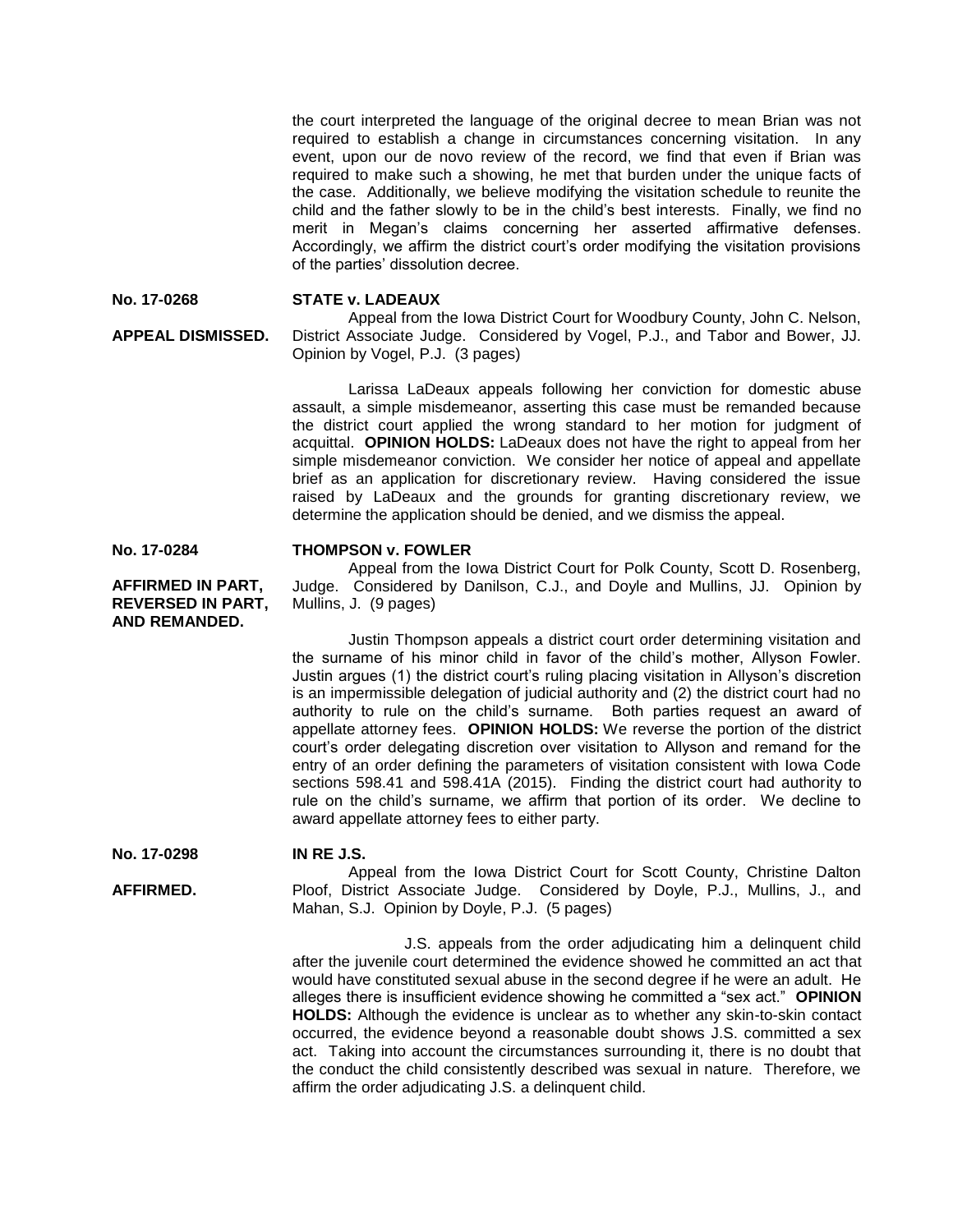the court interpreted the language of the original decree to mean Brian was not required to establish a change in circumstances concerning visitation. In any event, upon our de novo review of the record, we find that even if Brian was required to make such a showing, he met that burden under the unique facts of the case. Additionally, we believe modifying the visitation schedule to reunite the child and the father slowly to be in the child's best interests. Finally, we find no merit in Megan's claims concerning her asserted affirmative defenses. Accordingly, we affirm the district court's order modifying the visitation provisions of the parties' dissolution decree.

**No. 17-0268** **STATE v. LADEAUX**

**APPEAL DISMISSED.**

Appeal from the Iowa District Court for Woodbury County, John C. Nelson, District Associate Judge. Considered by Vogel, P.J., and Tabor and Bower, JJ. Opinion by Vogel, P.J. (3 pages)

Larissa LaDeaux appeals following her conviction for domestic abuse assault, a simple misdemeanor, asserting this case must be remanded because the district court applied the wrong standard to her motion for judgment of acquittal. **OPINION HOLDS:** LaDeaux does not have the right to appeal from her simple misdemeanor conviction. We consider her notice of appeal and appellate brief as an application for discretionary review. Having considered the issue raised by LaDeaux and the grounds for granting discretionary review, we determine the application should be denied, and we dismiss the appeal.

**No. 17-0284** **THOMPSON v. FOWLER**

**AFFIRMED IN PART, REVERSED IN PART, AND REMANDED.**

Appeal from the Iowa District Court for Polk County, Scott D. Rosenberg, Judge. Considered by Danilson, C.J., and Doyle and Mullins, JJ. Opinion by Mullins, J. (9 pages)

Justin Thompson appeals a district court order determining visitation and the surname of his minor child in favor of the child's mother, Allyson Fowler. Justin argues (1) the district court's ruling placing visitation in Allyson's discretion is an impermissible delegation of judicial authority and (2) the district court had no authority to rule on the child's surname. Both parties request an award of appellate attorney fees. **OPINION HOLDS:** We reverse the portion of the district court's order delegating discretion over visitation to Allyson and remand for the entry of an order defining the parameters of visitation consistent with Iowa Code sections 598.41 and 598.41A (2015). Finding the district court had authority to rule on the child's surname, we affirm that portion of its order. We decline to award appellate attorney fees to either party.

**No. 17-0298** **IN RE J.S.**

**AFFIRMED.**

Appeal from the Iowa District Court for Scott County, Christine Dalton Ploof, District Associate Judge. Considered by Doyle, P.J., Mullins, J., and Mahan, S.J. Opinion by Doyle, P.J. (5 pages)

J.S. appeals from the order adjudicating him a delinquent child after the juvenile court determined the evidence showed he committed an act that would have constituted sexual abuse in the second degree if he were an adult. He alleges there is insufficient evidence showing he committed a "sex act." **OPINION HOLDS:** Although the evidence is unclear as to whether any skin-to-skin contact occurred, the evidence beyond a reasonable doubt shows J.S. committed a sex act. Taking into account the circumstances surrounding it, there is no doubt that the conduct the child consistently described was sexual in nature. Therefore, we affirm the order adjudicating J.S. a delinquent child.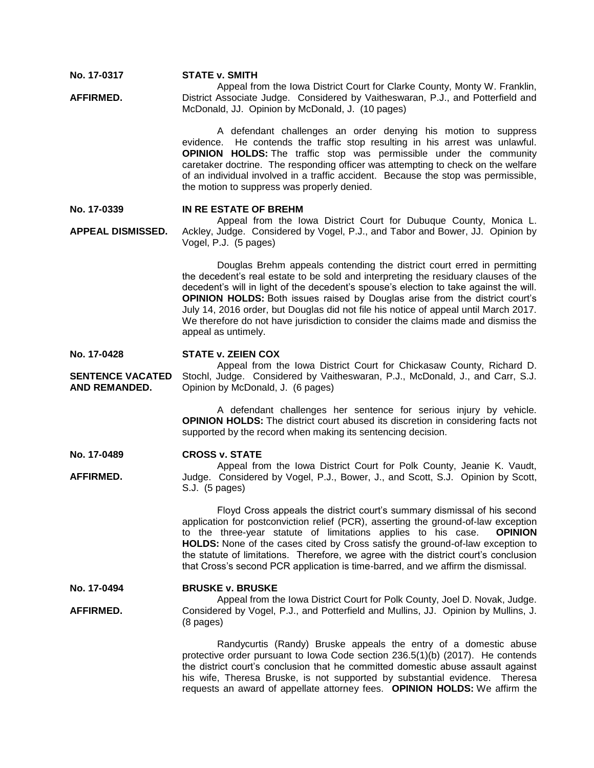**No. 17-0317** **STATE v. SMITH**

**AFFIRMED.**

Appeal from the Iowa District Court for Clarke County, Monty W. Franklin, District Associate Judge. Considered by Vaitheswaran, P.J., and Potterfield and McDonald, JJ. Opinion by McDonald, J. (10 pages)

A defendant challenges an order denying his motion to suppress evidence. He contends the traffic stop resulting in his arrest was unlawful. **OPINION HOLDS:** The traffic stop was permissible under the community caretaker doctrine. The responding officer was attempting to check on the welfare of an individual involved in a traffic accident. Because the stop was permissible, the motion to suppress was properly denied.

**No. 17-0339** **IN RE ESTATE OF BREHM**

**APPEAL DISMISSED.**

Appeal from the Iowa District Court for Dubuque County, Monica L. Ackley, Judge. Considered by Vogel, P.J., and Tabor and Bower, JJ. Opinion by Vogel, P.J. (5 pages)

Douglas Brehm appeals contending the district court erred in permitting the decedent's real estate to be sold and interpreting the residuary clauses of the decedent's will in light of the decedent's spouse's election to take against the will. **OPINION HOLDS:** Both issues raised by Douglas arise from the district court's July 14, 2016 order, but Douglas did not file his notice of appeal until March 2017. We therefore do not have jurisdiction to consider the claims made and dismiss the appeal as untimely.

**No. 17-0428** **STATE v. ZEIEN COX**

**SENTENCE VACATED AND REMANDED.**

Appeal from the Iowa District Court for Chickasaw County, Richard D. Stochl, Judge. Considered by Vaitheswaran, P.J., McDonald, J., and Carr, S.J. Opinion by McDonald, J. (6 pages)

A defendant challenges her sentence for serious injury by vehicle. **OPINION HOLDS:** The district court abused its discretion in considering facts not supported by the record when making its sentencing decision.

**No. 17-0489** **CROSS v. STATE**

**AFFIRMED.**

Appeal from the Iowa District Court for Polk County, Jeanie K. Vaudt, Judge. Considered by Vogel, P.J., Bower, J., and Scott, S.J. Opinion by Scott, S.J. (5 pages)

Floyd Cross appeals the district court's summary dismissal of his second application for postconviction relief (PCR), asserting the ground-of-law exception to the three-year statute of limitations applies to his case. **OPINION HOLDS:** None of the cases cited by Cross satisfy the ground-of-law exception to the statute of limitations. Therefore, we agree with the district court's conclusion that Cross's second PCR application is time-barred, and we affirm the dismissal.

**No. 17-0494** **BRUSKE v. BRUSKE**

**AFFIRMED.**

Appeal from the Iowa District Court for Polk County, Joel D. Novak, Judge. Considered by Vogel, P.J., and Potterfield and Mullins, JJ. Opinion by Mullins, J. (8 pages)

Randycurtis (Randy) Bruske appeals the entry of a domestic abuse protective order pursuant to Iowa Code section 236.5(1)(b) (2017). He contends the district court's conclusion that he committed domestic abuse assault against his wife, Theresa Bruske, is not supported by substantial evidence. Theresa requests an award of appellate attorney fees. **OPINION HOLDS:** We affirm the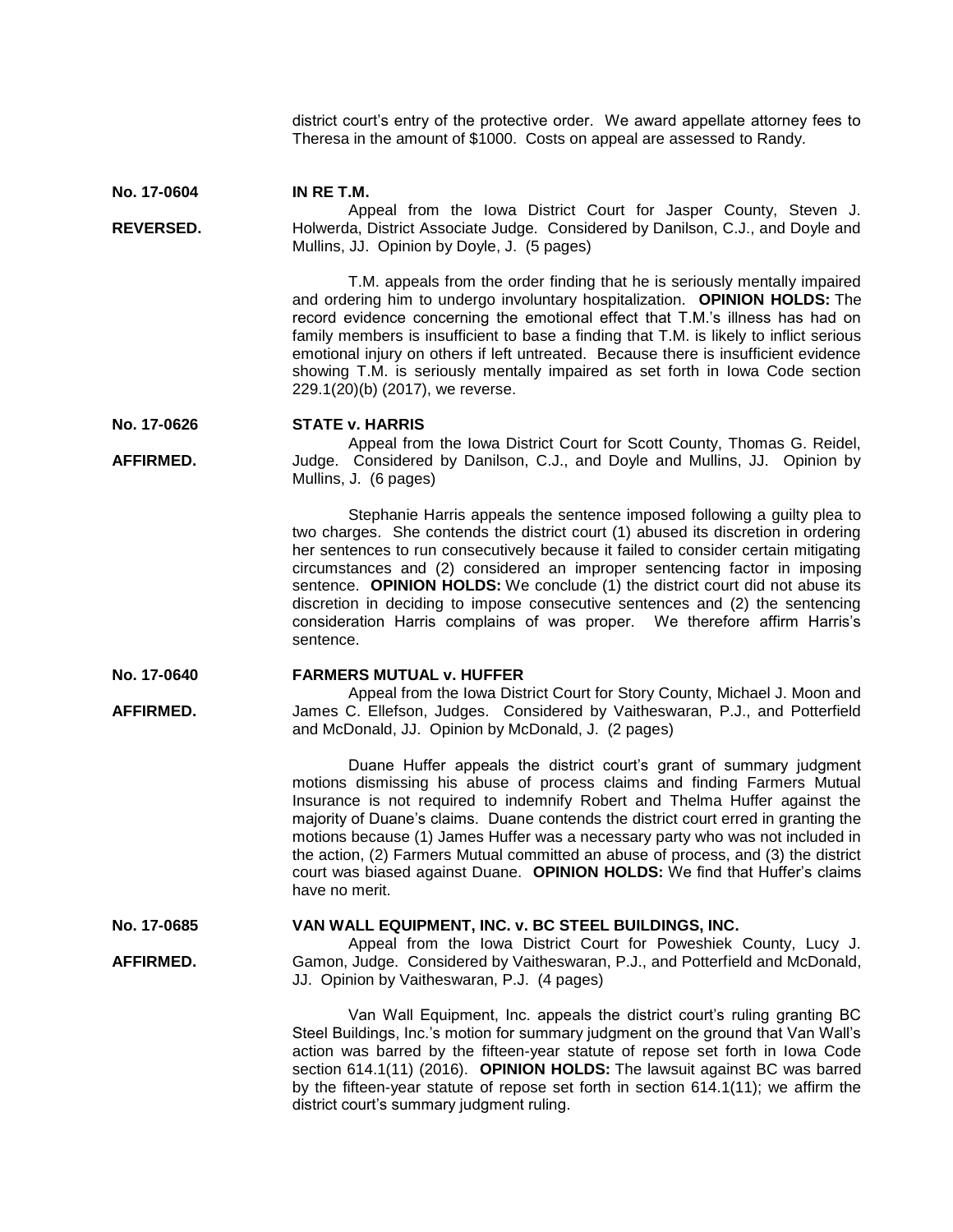district court's entry of the protective order. We award appellate attorney fees to Theresa in the amount of $1000. Costs on appeal are assessed to Randy.

**No. 17-0604** **IN RE T.M.**

**REVERSED.**

Appeal from the Iowa District Court for Jasper County, Steven J. Holwerda, District Associate Judge. Considered by Danilson, C.J., and Doyle and Mullins, JJ. Opinion by Doyle, J. (5 pages)

T.M. appeals from the order finding that he is seriously mentally impaired and ordering him to undergo involuntary hospitalization. **OPINION HOLDS:** The record evidence concerning the emotional effect that T.M.'s illness has had on family members is insufficient to base a finding that T.M. is likely to inflict serious emotional injury on others if left untreated. Because there is insufficient evidence showing T.M. is seriously mentally impaired as set forth in Iowa Code section 229.1(20)(b) (2017), we reverse.

**No. 17-0626** **STATE v. HARRIS**

**AFFIRMED.**

Appeal from the Iowa District Court for Scott County, Thomas G. Reidel, Judge. Considered by Danilson, C.J., and Doyle and Mullins, JJ. Opinion by Mullins, J. (6 pages)

Stephanie Harris appeals the sentence imposed following a guilty plea to two charges. She contends the district court (1) abused its discretion in ordering her sentences to run consecutively because it failed to consider certain mitigating circumstances and (2) considered an improper sentencing factor in imposing sentence. **OPINION HOLDS:** We conclude (1) the district court did not abuse its discretion in deciding to impose consecutive sentences and (2) the sentencing consideration Harris complains of was proper. We therefore affirm Harris's sentence.

**No. 17-0640** **FARMERS MUTUAL v. HUFFER**

**AFFIRMED.**

Appeal from the Iowa District Court for Story County, Michael J. Moon and James C. Ellefson, Judges. Considered by Vaitheswaran, P.J., and Potterfield and McDonald, JJ. Opinion by McDonald, J. (2 pages)

Duane Huffer appeals the district court's grant of summary judgment motions dismissing his abuse of process claims and finding Farmers Mutual Insurance is not required to indemnify Robert and Thelma Huffer against the majority of Duane's claims. Duane contends the district court erred in granting the motions because (1) James Huffer was a necessary party who was not included in the action, (2) Farmers Mutual committed an abuse of process, and (3) the district court was biased against Duane. **OPINION HOLDS:** We find that Huffer's claims have no merit.

**No. 17-0685** **VAN WALL EQUIPMENT, INC. v. BC STEEL BUILDINGS, INC.**

**AFFIRMED.**

Appeal from the Iowa District Court for Poweshiek County, Lucy J. Gamon, Judge. Considered by Vaitheswaran, P.J., and Potterfield and McDonald, JJ. Opinion by Vaitheswaran, P.J. (4 pages)

Van Wall Equipment, Inc. appeals the district court's ruling granting BC Steel Buildings, Inc.'s motion for summary judgment on the ground that Van Wall's action was barred by the fifteen-year statute of repose set forth in Iowa Code section 614.1(11) (2016). **OPINION HOLDS:** The lawsuit against BC was barred by the fifteen-year statute of repose set forth in section 614.1(11); we affirm the district court's summary judgment ruling.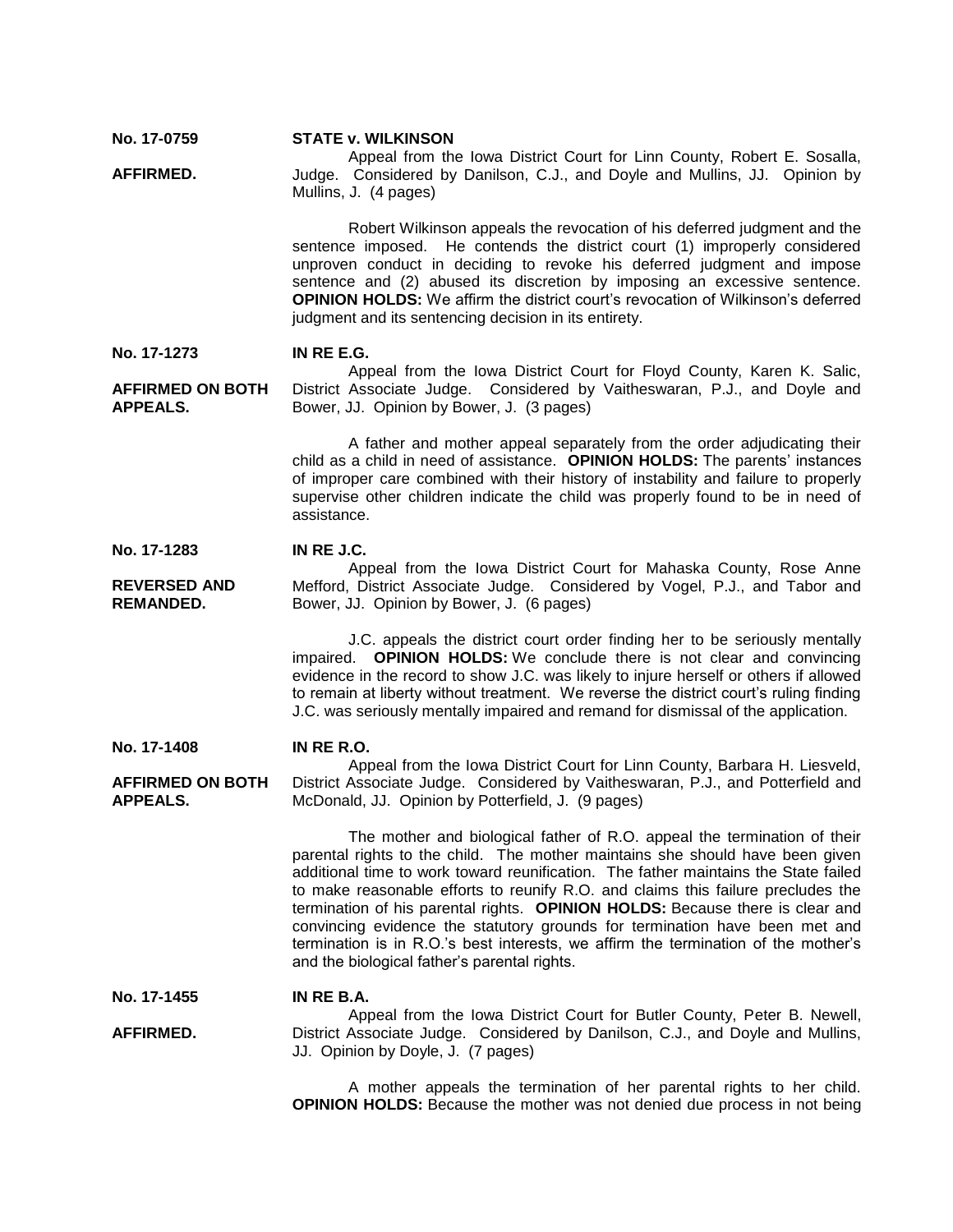**No. 17-0759** **STATE v. WILKINSON**

**AFFIRMED.**

Appeal from the Iowa District Court for Linn County, Robert E. Sosalla, Judge. Considered by Danilson, C.J., and Doyle and Mullins, JJ. Opinion by Mullins, J. (4 pages)

Robert Wilkinson appeals the revocation of his deferred judgment and the sentence imposed. He contends the district court (1) improperly considered unproven conduct in deciding to revoke his deferred judgment and impose sentence and (2) abused its discretion by imposing an excessive sentence. **OPINION HOLDS:** We affirm the district court's revocation of Wilkinson's deferred judgment and its sentencing decision in its entirety.

**No. 17-1273** **IN RE E.G.**

**AFFIRMED ON BOTH APPEALS.**

Appeal from the Iowa District Court for Floyd County, Karen K. Salic, District Associate Judge. Considered by Vaitheswaran, P.J., and Doyle and Bower, JJ. Opinion by Bower, J. (3 pages)

A father and mother appeal separately from the order adjudicating their child as a child in need of assistance. **OPINION HOLDS:** The parents' instances of improper care combined with their history of instability and failure to properly supervise other children indicate the child was properly found to be in need of assistance.

**No. 17-1283** **IN RE J.C.**

**REVERSED AND REMANDED.**

Appeal from the Iowa District Court for Mahaska County, Rose Anne Mefford, District Associate Judge. Considered by Vogel, P.J., and Tabor and Bower, JJ. Opinion by Bower, J. (6 pages)

J.C. appeals the district court order finding her to be seriously mentally impaired. **OPINION HOLDS:** We conclude there is not clear and convincing evidence in the record to show J.C. was likely to injure herself or others if allowed to remain at liberty without treatment. We reverse the district court's ruling finding J.C. was seriously mentally impaired and remand for dismissal of the application.

**No. 17-1408** **IN RE R.O.**

**AFFIRMED ON BOTH APPEALS.**

Appeal from the Iowa District Court for Linn County, Barbara H. Liesveld, District Associate Judge. Considered by Vaitheswaran, P.J., and Potterfield and McDonald, JJ. Opinion by Potterfield, J. (9 pages)

The mother and biological father of R.O. appeal the termination of their parental rights to the child. The mother maintains she should have been given additional time to work toward reunification. The father maintains the State failed to make reasonable efforts to reunify R.O. and claims this failure precludes the termination of his parental rights. **OPINION HOLDS:** Because there is clear and convincing evidence the statutory grounds for termination have been met and termination is in R.O.'s best interests, we affirm the termination of the mother's and the biological father's parental rights.

**No. 17-1455** **IN RE B.A.**

**AFFIRMED.**

Appeal from the Iowa District Court for Butler County, Peter B. Newell, District Associate Judge. Considered by Danilson, C.J., and Doyle and Mullins, JJ. Opinion by Doyle, J. (7 pages)

A mother appeals the termination of her parental rights to her child. **OPINION HOLDS:** Because the mother was not denied due process in not being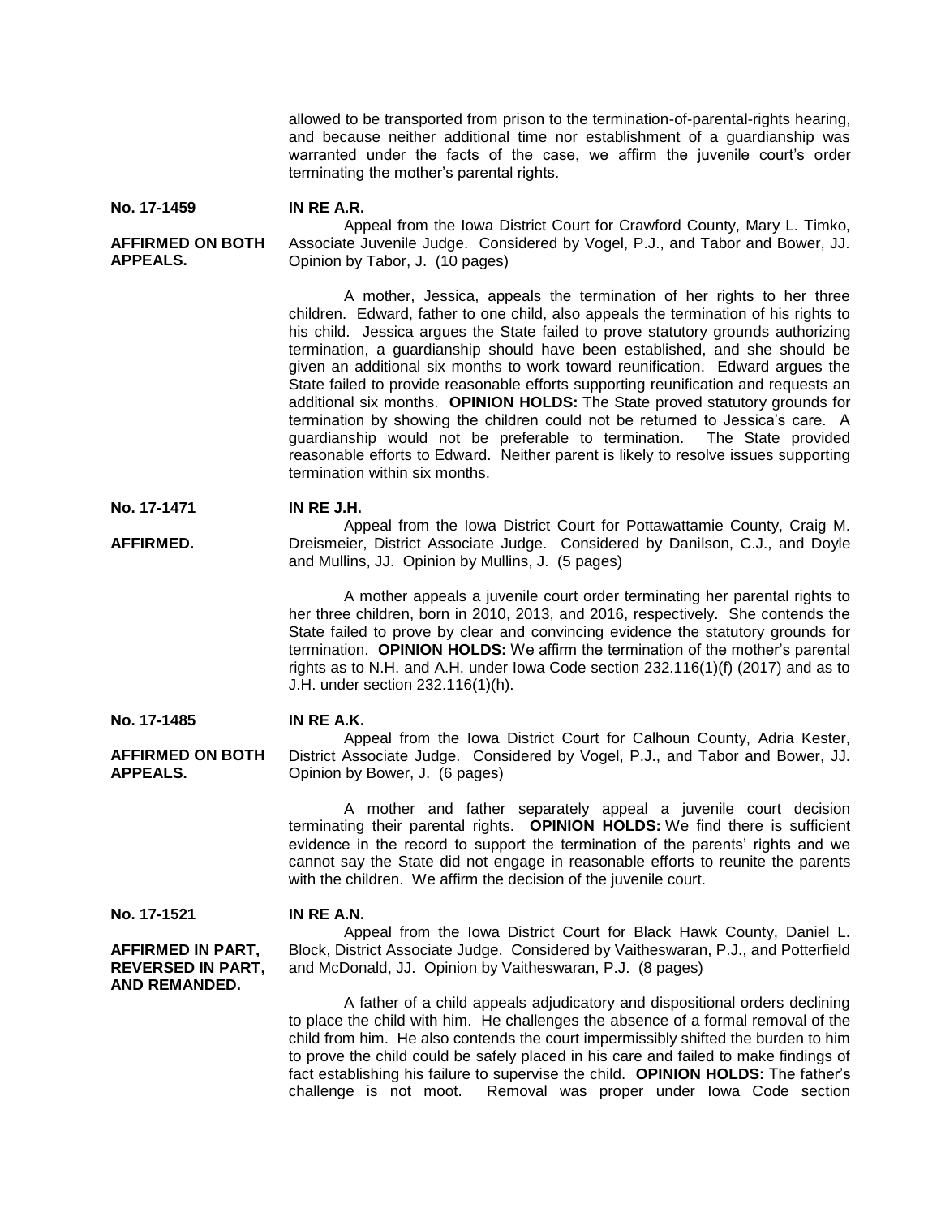allowed to be transported from prison to the termination-of-parental-rights hearing, and because neither additional time nor establishment of a guardianship was warranted under the facts of the case, we affirm the juvenile court's order terminating the mother's parental rights.

**No. 17-1459** **IN RE A.R.**

**AFFIRMED ON BOTH APPEALS.**

Appeal from the Iowa District Court for Crawford County, Mary L. Timko, Associate Juvenile Judge. Considered by Vogel, P.J., and Tabor and Bower, JJ. Opinion by Tabor, J. (10 pages)

A mother, Jessica, appeals the termination of her rights to her three children. Edward, father to one child, also appeals the termination of his rights to his child. Jessica argues the State failed to prove statutory grounds authorizing termination, a guardianship should have been established, and she should be given an additional six months to work toward reunification. Edward argues the State failed to provide reasonable efforts supporting reunification and requests an additional six months. **OPINION HOLDS:** The State proved statutory grounds for termination by showing the children could not be returned to Jessica's care. A guardianship would not be preferable to termination. The State provided reasonable efforts to Edward. Neither parent is likely to resolve issues supporting termination within six months.

**No. 17-1471** **IN RE J.H.**

**AFFIRMED.**

Appeal from the Iowa District Court for Pottawattamie County, Craig M. Dreismeier, District Associate Judge. Considered by Danilson, C.J., and Doyle and Mullins, JJ. Opinion by Mullins, J. (5 pages)

A mother appeals a juvenile court order terminating her parental rights to her three children, born in 2010, 2013, and 2016, respectively. She contends the State failed to prove by clear and convincing evidence the statutory grounds for termination. **OPINION HOLDS:** We affirm the termination of the mother's parental rights as to N.H. and A.H. under Iowa Code section 232.116(1)(f) (2017) and as to J.H. under section 232.116(1)(h).

**No. 17-1485** **IN RE A.K.**

**AFFIRMED ON BOTH APPEALS.**

Appeal from the Iowa District Court for Calhoun County, Adria Kester, District Associate Judge. Considered by Vogel, P.J., and Tabor and Bower, JJ. Opinion by Bower, J. (6 pages)

A mother and father separately appeal a juvenile court decision terminating their parental rights. **OPINION HOLDS:** We find there is sufficient evidence in the record to support the termination of the parents' rights and we cannot say the State did not engage in reasonable efforts to reunite the parents with the children. We affirm the decision of the juvenile court.

**No. 17-1521** **IN RE A.N.**

**AFFIRMED IN PART, REVERSED IN PART, AND REMANDED.**

Appeal from the Iowa District Court for Black Hawk County, Daniel L. Block, District Associate Judge. Considered by Vaitheswaran, P.J., and Potterfield and McDonald, JJ. Opinion by Vaitheswaran, P.J. (8 pages)

A father of a child appeals adjudicatory and dispositional orders declining to place the child with him. He challenges the absence of a formal removal of the child from him. He also contends the court impermissibly shifted the burden to him to prove the child could be safely placed in his care and failed to make findings of fact establishing his failure to supervise the child. **OPINION HOLDS:** The father's challenge is not moot. Removal was proper under Iowa Code section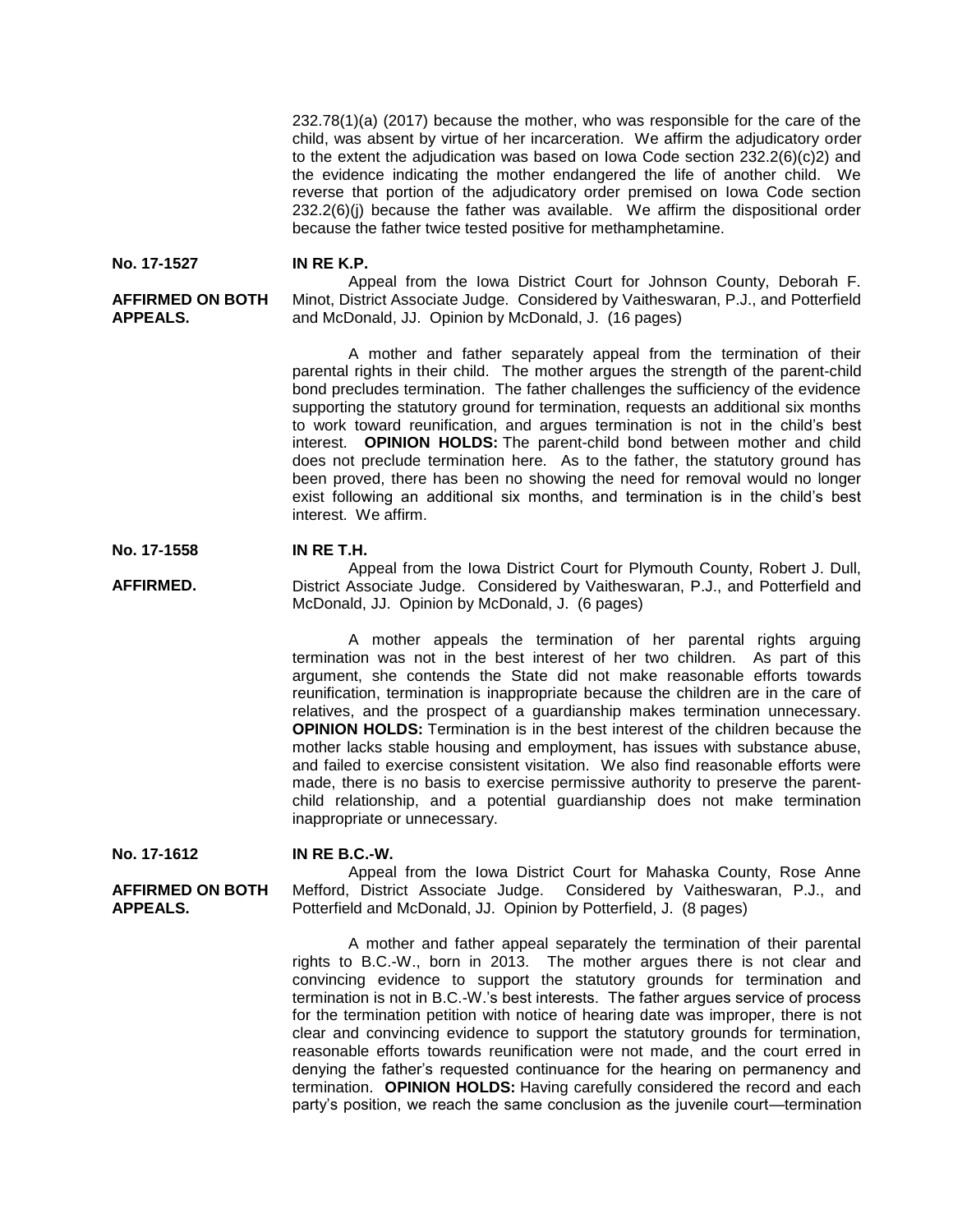232.78(1)(a) (2017) because the mother, who was responsible for the care of the child, was absent by virtue of her incarceration. We affirm the adjudicatory order to the extent the adjudication was based on Iowa Code section 232.2(6)(c)2) and the evidence indicating the mother endangered the life of another child. We reverse that portion of the adjudicatory order premised on Iowa Code section 232.2(6)(j) because the father was available. We affirm the dispositional order because the father twice tested positive for methamphetamine.

**No. 17-1527** **IN RE K.P.**

**AFFIRMED ON BOTH APPEALS.**

Appeal from the Iowa District Court for Johnson County, Deborah F. Minot, District Associate Judge. Considered by Vaitheswaran, P.J., and Potterfield and McDonald, JJ. Opinion by McDonald, J. (16 pages)

A mother and father separately appeal from the termination of their parental rights in their child. The mother argues the strength of the parent-child bond precludes termination. The father challenges the sufficiency of the evidence supporting the statutory ground for termination, requests an additional six months to work toward reunification, and argues termination is not in the child's best interest. **OPINION HOLDS:** The parent-child bond between mother and child does not preclude termination here. As to the father, the statutory ground has been proved, there has been no showing the need for removal would no longer exist following an additional six months, and termination is in the child's best interest. We affirm.

**No. 17-1558** **IN RE T.H.**

**AFFIRMED.**

Appeal from the Iowa District Court for Plymouth County, Robert J. Dull, District Associate Judge. Considered by Vaitheswaran, P.J., and Potterfield and McDonald, JJ. Opinion by McDonald, J. (6 pages)

A mother appeals the termination of her parental rights arguing termination was not in the best interest of her two children. As part of this argument, she contends the State did not make reasonable efforts towards reunification, termination is inappropriate because the children are in the care of relatives, and the prospect of a guardianship makes termination unnecessary. **OPINION HOLDS:** Termination is in the best interest of the children because the mother lacks stable housing and employment, has issues with substance abuse, and failed to exercise consistent visitation. We also find reasonable efforts were made, there is no basis to exercise permissive authority to preserve the parent-child relationship, and a potential guardianship does not make termination inappropriate or unnecessary.

**No. 17-1612** **IN RE B.C.-W.**

**AFFIRMED ON BOTH APPEALS.**

Appeal from the Iowa District Court for Mahaska County, Rose Anne Mefford, District Associate Judge. Considered by Vaitheswaran, P.J., and Potterfield and McDonald, JJ. Opinion by Potterfield, J. (8 pages)

A mother and father appeal separately the termination of their parental rights to B.C.-W., born in 2013. The mother argues there is not clear and convincing evidence to support the statutory grounds for termination and termination is not in B.C.-W.'s best interests. The father argues service of process for the termination petition with notice of hearing date was improper, there is not clear and convincing evidence to support the statutory grounds for termination, reasonable efforts towards reunification were not made, and the court erred in denying the father's requested continuance for the hearing on permanency and termination. **OPINION HOLDS:** Having carefully considered the record and each party's position, we reach the same conclusion as the juvenile court—termination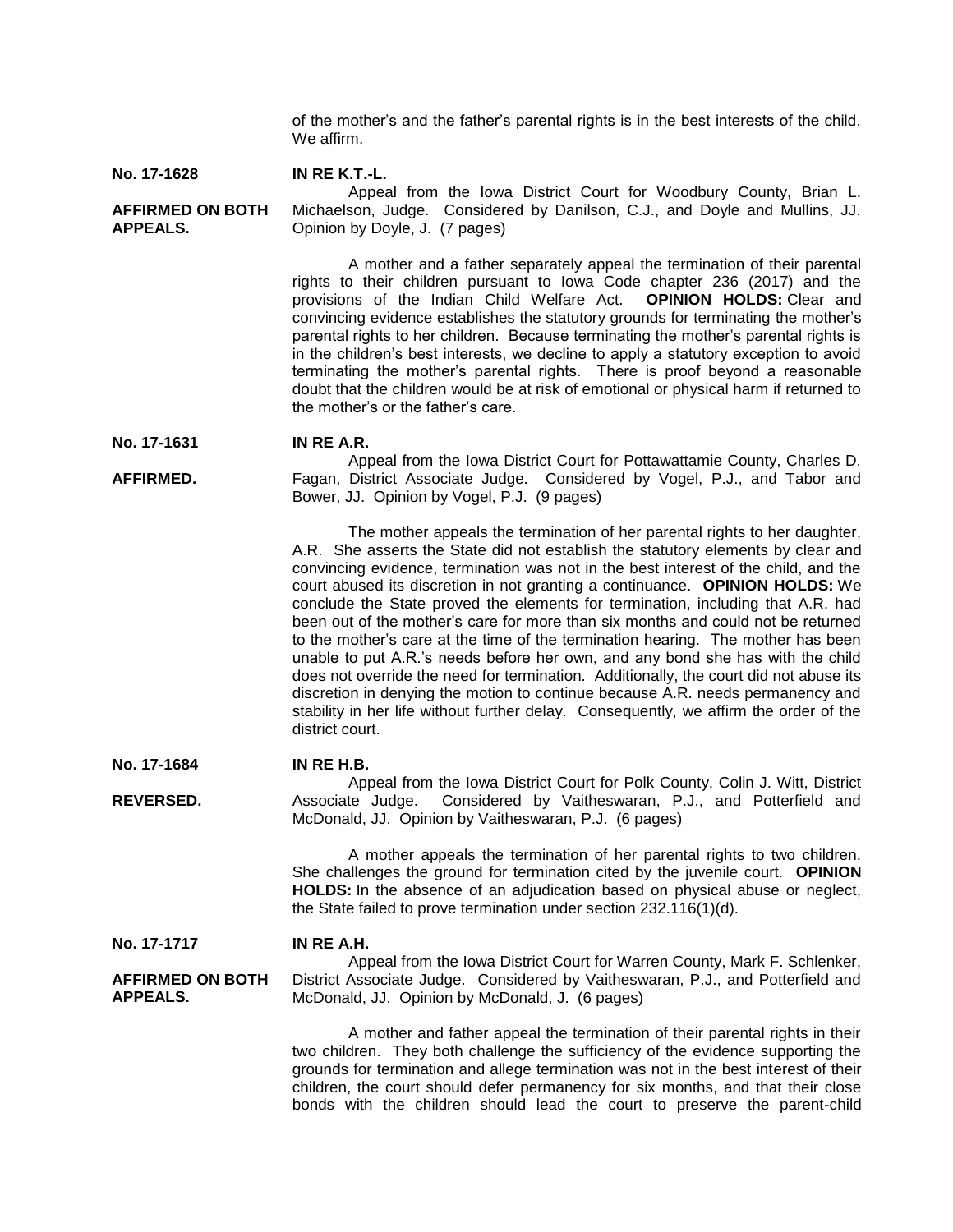of the mother's and the father's parental rights is in the best interests of the child. We affirm.

**No. 17-1628** **IN RE K.T.-L.**

**AFFIRMED ON BOTH APPEALS.**

Appeal from the Iowa District Court for Woodbury County, Brian L. Michaelson, Judge. Considered by Danilson, C.J., and Doyle and Mullins, JJ. Opinion by Doyle, J. (7 pages)

A mother and a father separately appeal the termination of their parental rights to their children pursuant to Iowa Code chapter 236 (2017) and the provisions of the Indian Child Welfare Act. **OPINION HOLDS:** Clear and convincing evidence establishes the statutory grounds for terminating the mother's parental rights to her children. Because terminating the mother's parental rights is in the children's best interests, we decline to apply a statutory exception to avoid terminating the mother's parental rights. There is proof beyond a reasonable doubt that the children would be at risk of emotional or physical harm if returned to the mother's or the father's care.

**No. 17-1631** **IN RE A.R.**

**AFFIRMED.**

Appeal from the Iowa District Court for Pottawattamie County, Charles D. Fagan, District Associate Judge. Considered by Vogel, P.J., and Tabor and Bower, JJ. Opinion by Vogel, P.J. (9 pages)

The mother appeals the termination of her parental rights to her daughter, A.R. She asserts the State did not establish the statutory elements by clear and convincing evidence, termination was not in the best interest of the child, and the court abused its discretion in not granting a continuance. **OPINION HOLDS:** We conclude the State proved the elements for termination, including that A.R. had been out of the mother's care for more than six months and could not be returned to the mother's care at the time of the termination hearing. The mother has been unable to put A.R.'s needs before her own, and any bond she has with the child does not override the need for termination. Additionally, the court did not abuse its discretion in denying the motion to continue because A.R. needs permanency and stability in her life without further delay. Consequently, we affirm the order of the district court.

**No. 17-1684** **IN RE H.B.**

**REVERSED.**

Appeal from the Iowa District Court for Polk County, Colin J. Witt, District Associate Judge. Considered by Vaitheswaran, P.J., and Potterfield and McDonald, JJ. Opinion by Vaitheswaran, P.J. (6 pages)

A mother appeals the termination of her parental rights to two children. She challenges the ground for termination cited by the juvenile court. **OPINION HOLDS:** In the absence of an adjudication based on physical abuse or neglect, the State failed to prove termination under section 232.116(1)(d).

**No. 17-1717** **IN RE A.H.**

**AFFIRMED ON BOTH APPEALS.**

Appeal from the Iowa District Court for Warren County, Mark F. Schlenker, District Associate Judge. Considered by Vaitheswaran, P.J., and Potterfield and McDonald, JJ. Opinion by McDonald, J. (6 pages)

A mother and father appeal the termination of their parental rights in their two children. They both challenge the sufficiency of the evidence supporting the grounds for termination and allege termination was not in the best interest of their children, the court should defer permanency for six months, and that their close bonds with the children should lead the court to preserve the parent-child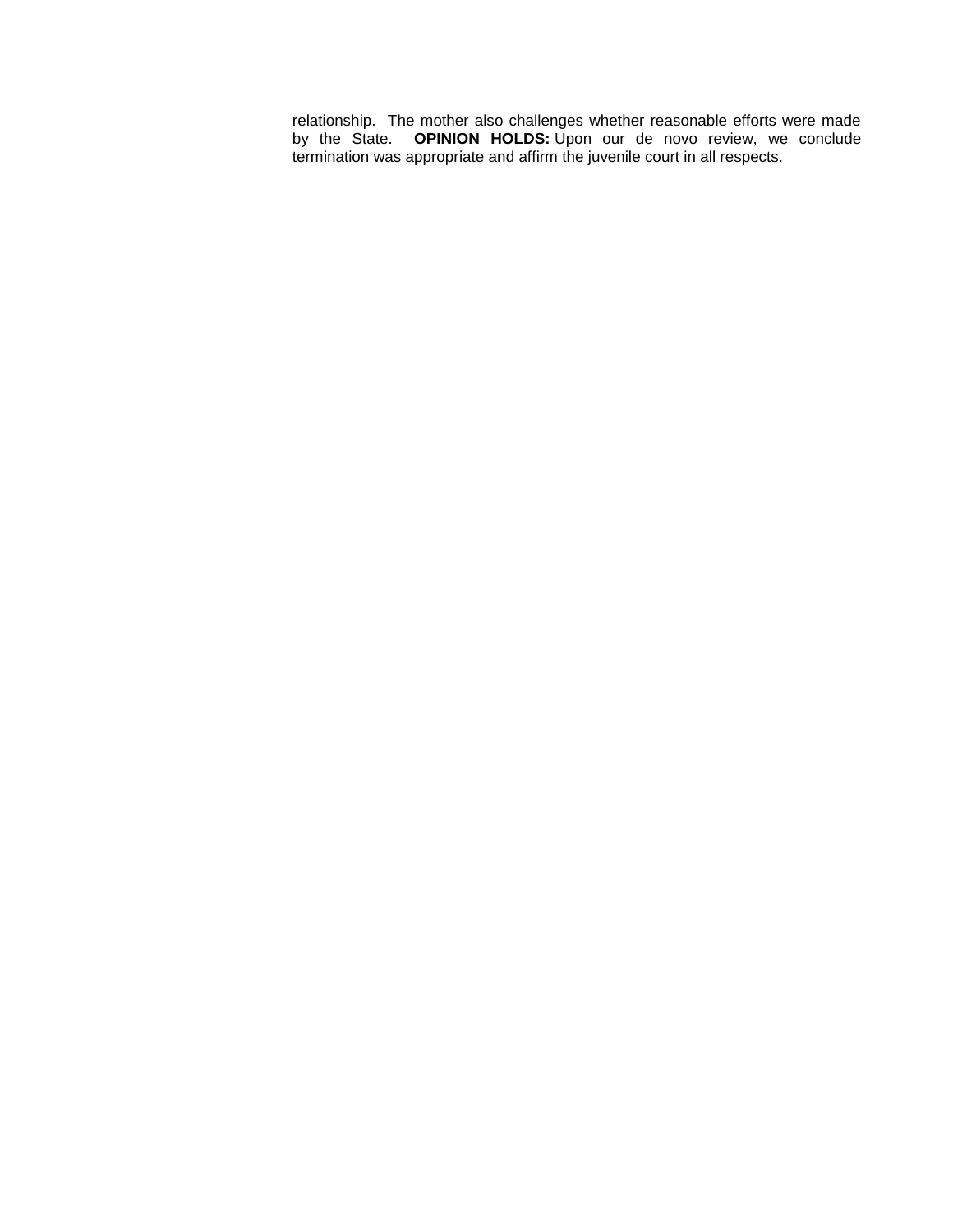relationship. The mother also challenges whether reasonable efforts were made by the State. **OPINION HOLDS:** Upon our de novo review, we conclude termination was appropriate and affirm the juvenile court in all respects.